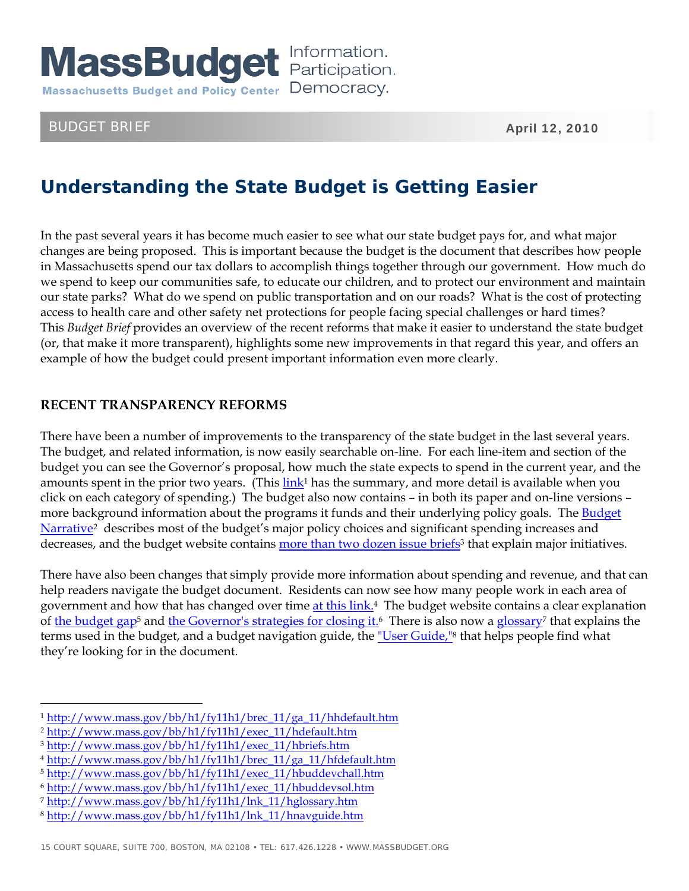# MassBudget

**Massachusetts Budget and Policy Center**

Information. Participation. Democracy.

BUDGET BRIEF

**April 12, 2010**

## Understanding the State Budget is Getting Easier

In the past several years it has become much easier to see what our state budget pays for, and what major changes are being proposed. This is important because the budget is the document that describes how people in Massachusetts spend our tax dollars to accomplish things together through our government. How much do we spend to keep our communities safe, to educate our children, and to protect our environment and maintain our state parks? What do we spend on public transportation and on our roads? What is the cost of protecting access to health care and other safety net protections for people facing special challenges or hard times? This *Budget Brief* provides an overview of the recent reforms that make it easier to understand the state budget (or, that make it more transparent), highlights some new improvements in that regard this year, and offers an example of how the budget could present important information even more clearly.

### RECENT TRANSPARENCY REFORMS

There have been a number of improvements to the transparency of the state budget in the last several years. The budget, and related information, is now easily searchable on-line. For each line-item and section of the budget you can see the Governor's proposal, how much the state expects to spend in the current year, and the amounts spent in the prior two years. (This link[1] has the summary, and more detail is available when you click on each category of spending.) The budget also now contains – in both its paper and on-line versions – more background information about the programs it funds and their underlying policy goals. The Budget Narrative[2] describes most of the budget's major policy choices and significant spending increases and decreases, and the budget website contains more than two dozen issue briefs[3] that explain major initiatives.

There have also been changes that simply provide more information about spending and revenue, and that can help readers navigate the budget document. Residents can now see how many people work in each area of government and how that has changed over time at this link.[4] The budget website contains a clear explanation of the budget gap[5] and the Governor's strategies for closing it.[6] There is also now a glossary[7] that explains the terms used in the budget, and a budget navigation guide, the "User Guide,"[8] that helps people find what they're looking for in the document.

---

[1] http://www.mass.gov/bb/h1/fy11h1/brec_11/ga_11/hhdefault.htm
[2] http://www.mass.gov/bb/h1/fy11h1/exec_11/hdefault.htm
[3] http://www.mass.gov/bb/h1/fy11h1/exec_11/hbriefs.htm
[4] http://www.mass.gov/bb/h1/fy11h1/brec_11/ga_11/hfdefault.htm
[5] http://www.mass.gov/bb/h1/fy11h1/exec_11/hbuddevchall.htm
[6] http://www.mass.gov/bb/h1/fy11h1/exec_11/hbuddevsol.htm
[7] http://www.mass.gov/bb/h1/fy11h1/lnk_11/hglossary.htm
[8] http://www.mass.gov/bb/h1/fy11h1/lnk_11/hnavguide.htm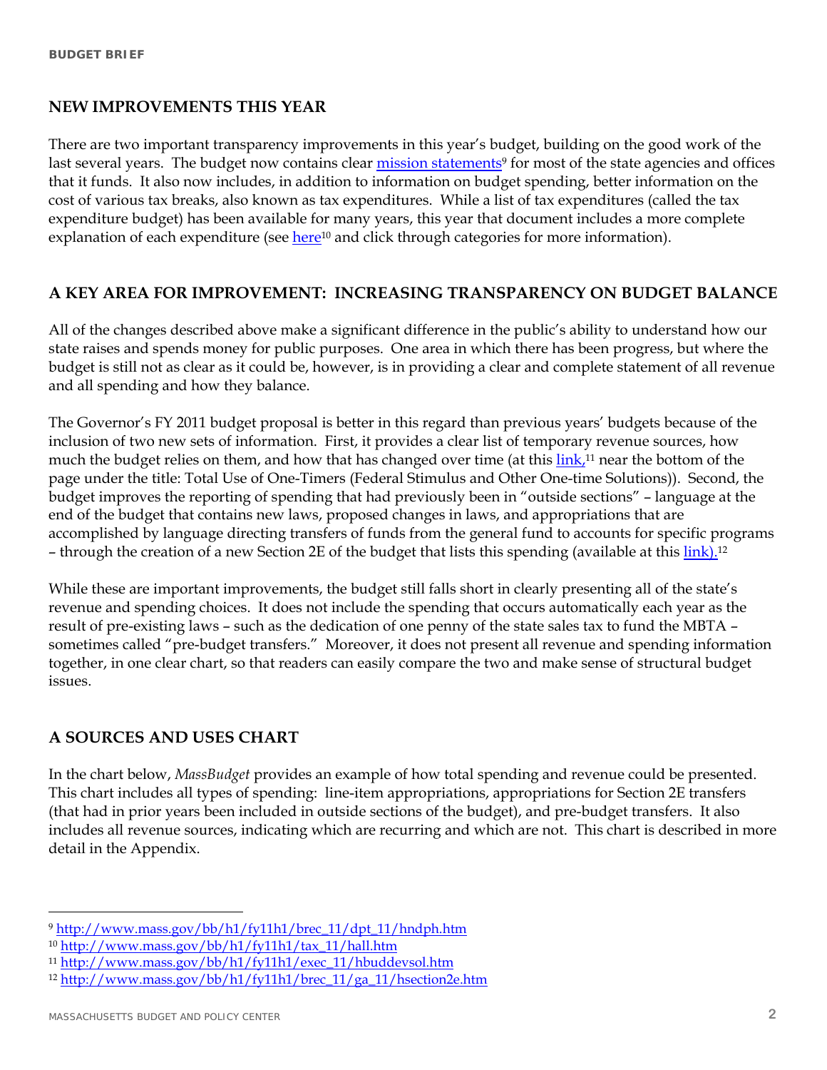## NEW IMPROVEMENTS THIS YEAR

There are two important transparency improvements in this year's budget, building on the good work of the last several years. The budget now contains clear mission statements[9] for most of the state agencies and offices that it funds. It also now includes, in addition to information on budget spending, better information on the cost of various tax breaks, also known as tax expenditures. While a list of tax expenditures (called the tax expenditure budget) has been available for many years, this year that document includes a more complete explanation of each expenditure (see here[10] and click through categories for more information).

## A KEY AREA FOR IMPROVEMENT: INCREASING TRANSPARENCY ON BUDGET BALANCE

All of the changes described above make a significant difference in the public's ability to understand how our state raises and spends money for public purposes. One area in which there has been progress, but where the budget is still not as clear as it could be, however, is in providing a clear and complete statement of all revenue and all spending and how they balance.

The Governor's FY 2011 budget proposal is better in this regard than previous years' budgets because of the inclusion of two new sets of information. First, it provides a clear list of temporary revenue sources, how much the budget relies on them, and how that has changed over time (at this link,[11] near the bottom of the page under the title: Total Use of One-Timers (Federal Stimulus and Other One-time Solutions)). Second, the budget improves the reporting of spending that had previously been in "outside sections" – language at the end of the budget that contains new laws, proposed changes in laws, and appropriations that are accomplished by language directing transfers of funds from the general fund to accounts for specific programs – through the creation of a new Section 2E of the budget that lists this spending (available at this link).[12]

While these are important improvements, the budget still falls short in clearly presenting all of the state's revenue and spending choices. It does not include the spending that occurs automatically each year as the result of pre-existing laws – such as the dedication of one penny of the state sales tax to fund the MBTA – sometimes called "pre-budget transfers." Moreover, it does not present all revenue and spending information together, in one clear chart, so that readers can easily compare the two and make sense of structural budget issues.

## A SOURCES AND USES CHART

In the chart below, *MassBudget* provides an example of how total spending and revenue could be presented. This chart includes all types of spending: line-item appropriations, appropriations for Section 2E transfers (that had in prior years been included in outside sections of the budget), and pre-budget transfers. It also includes all revenue sources, indicating which are recurring and which are not. This chart is described in more detail in the Appendix.

---

[9] http://www.mass.gov/bb/h1/fy11h1/brec_11/dpt_11/hndph.htm
[10] http://www.mass.gov/bb/h1/fy11h1/tax_11/hall.htm
[11] http://www.mass.gov/bb/h1/fy11h1/exec_11/hbuddevsol.htm
[12] http://www.mass.gov/bb/h1/fy11h1/brec_11/ga_11/hsection2e.htm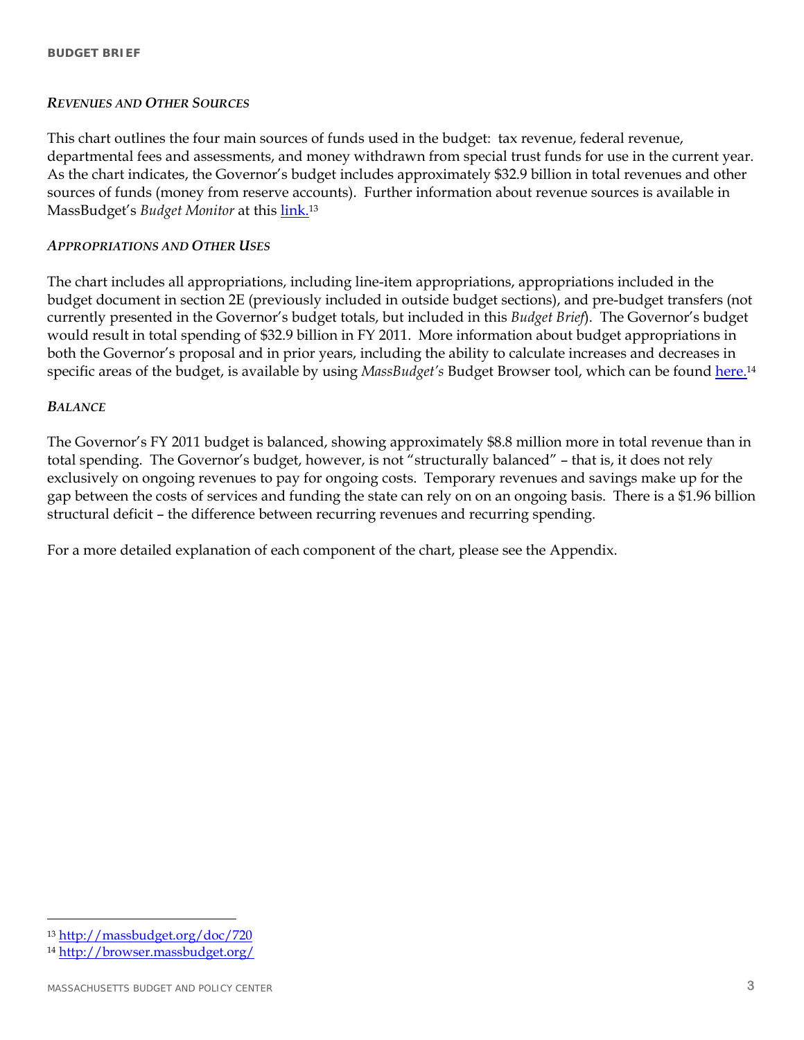### *Revenues and Other Sources*

This chart outlines the four main sources of funds used in the budget: tax revenue, federal revenue, departmental fees and assessments, and money withdrawn from special trust funds for use in the current year. As the chart indicates, the Governor's budget includes approximately $32.9 billion in total revenues and other sources of funds (money from reserve accounts). Further information about revenue sources is available in MassBudget's *Budget Monitor* at this link.[13]

### *Appropriations and Other Uses*

The chart includes all appropriations, including line-item appropriations, appropriations included in the budget document in section 2E (previously included in outside budget sections), and pre-budget transfers (not currently presented in the Governor's budget totals, but included in this *Budget Brief*). The Governor's budget would result in total spending of $32.9 billion in FY 2011. More information about budget appropriations in both the Governor's proposal and in prior years, including the ability to calculate increases and decreases in specific areas of the budget, is available by using *MassBudget's* Budget Browser tool, which can be found here.[14]

### *Balance*

The Governor's FY 2011 budget is balanced, showing approximately $8.8 million more in total revenue than in total spending. The Governor's budget, however, is not "structurally balanced" – that is, it does not rely exclusively on ongoing revenues to pay for ongoing costs. Temporary revenues and savings make up for the gap between the costs of services and funding the state can rely on on an ongoing basis. There is a $1.96 billion structural deficit – the difference between recurring revenues and recurring spending.

For a more detailed explanation of each component of the chart, please see the Appendix.

---

[13] http://massbudget.org/doc/720

[14] http://browser.massbudget.org/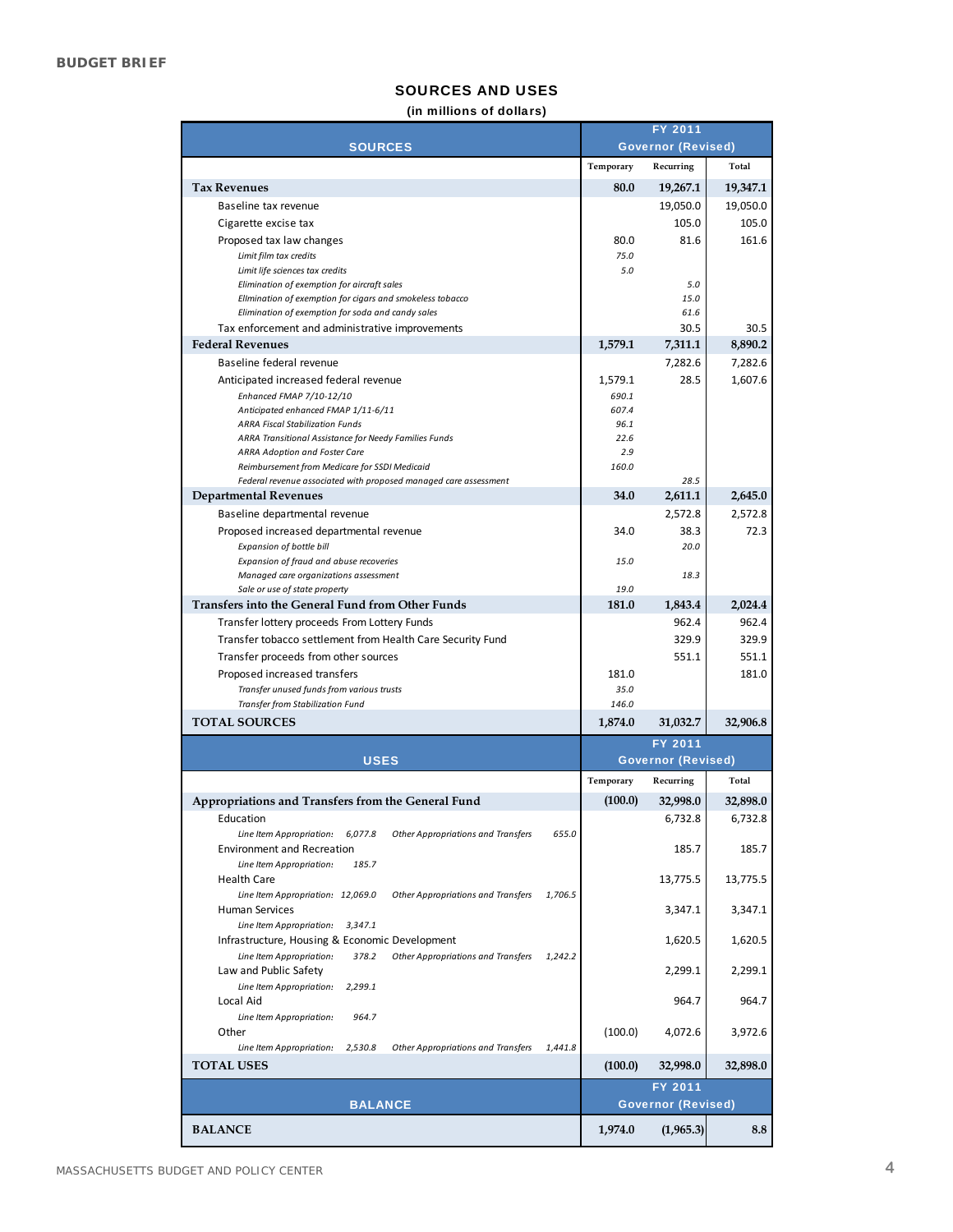## SOURCES AND USES

**(in millions of dollars)**

| SOURCES | FY 2011 Governor (Revised) | | |
|---|---|---|---|
| | Temporary | Recurring | Total |
| **Tax Revenues** | **80.0** | **19,267.1** | **19,347.1** |
| Baseline tax revenue | | 19,050.0 | 19,050.0 |
| Cigarette excise tax | | 105.0 | 105.0 |
| Proposed tax law changes | 80.0 | 81.6 | 161.6 |
| *Limit film tax credits* | *75.0* | | |
| *Limit life sciences tax credits* | *5.0* | | |
| *Elimination of exemption for aircraft sales* | | *5.0* | |
| *Ellmination of exemption for cigars and smokeless tobacco* | | *15.0* | |
| *Elimination of exemption for soda and candy sales* | | *61.6* | |
| Tax enforcement and administrative improvements | | 30.5 | 30.5 |
| **Federal Revenues** | **1,579.1** | **7,311.1** | **8,890.2** |
| Baseline federal revenue | | 7,282.6 | 7,282.6 |
| Anticipated increased federal revenue | 1,579.1 | 28.5 | 1,607.6 |
| *Enhanced FMAP 7/10-12/10* | *690.1* | | |
| *Anticipated enhanced FMAP 1/11-6/11* | *607.4* | | |
| *ARRA Fiscal Stabilization Funds* | *96.1* | | |
| *ARRA Transitional Assistance for Needy Families Funds* | *22.6* | | |
| *ARRA Adoption and Foster Care* | *2.9* | | |
| *Reimbursement from Medicare for SSDI Medicaid* | *160.0* | | |
| *Federal revenue associated with proposed managed care assessment* | | *28.5* | |
| **Departmental Revenues** | **34.0** | **2,611.1** | **2,645.0** |
| Baseline departmental revenue | | 2,572.8 | 2,572.8 |
| Proposed increased departmental revenue | 34.0 | 38.3 | 72.3 |
| *Expansion of bottle bill* | | *20.0* | |
| *Expansion of fraud and abuse recoveries* | *15.0* | | |
| *Managed care organizations assessment* | | *18.3* | |
| *Sale or use of state property* | *19.0* | | |
| **Transfers into the General Fund from Other Funds** | **181.0** | **1,843.4** | **2,024.4** |
| Transfer lottery proceeds From Lottery Funds | | 962.4 | 962.4 |
| Transfer tobacco settlement from Health Care Security Fund | | 329.9 | 329.9 |
| Transfer proceeds from other sources | | 551.1 | 551.1 |
| Proposed increased transfers | 181.0 | | 181.0 |
| *Transfer unused funds from various trusts* | *35.0* | | |
| *Transfer from Stabilization Fund* | *146.0* | | |
| **TOTAL SOURCES** | **1,874.0** | **31,032.7** | **32,906.8** |

| USES | FY 2011 Governor (Revised) | | |
|---|---|---|---|
| | Temporary | Recurring | Total |
| **Appropriations and Transfers from the General Fund** | **(100.0)** | **32,998.0** | **32,898.0** |
| Education | | 6,732.8 | 6,732.8 |
| *Line Item Appropriation: 6,077.8 Other Appropriations and Transfers 655.0* | | | |
| Environment and Recreation | | 185.7 | 185.7 |
| *Line Item Appropriation: 185.7* | | | |
| Health Care | | 13,775.5 | 13,775.5 |
| *Line Item Appropriation: 12,069.0 Other Appropriations and Transfers 1,706.5* | | | |
| Human Services | | 3,347.1 | 3,347.1 |
| *Line Item Appropriation: 3,347.1* | | | |
| Infrastructure, Housing & Economic Development | | 1,620.5 | 1,620.5 |
| *Line Item Appropriation: 378.2 Other Appropriations and Transfers 1,242.2* | | | |
| Law and Public Safety | | 2,299.1 | 2,299.1 |
| *Line Item Appropriation: 2,299.1* | | | |
| Local Aid | | 964.7 | 964.7 |
| *Line Item Appropriation: 964.7* | | | |
| Other | (100.0) | 4,072.6 | 3,972.6 |
| *Line Item Appropriation: 2,530.8 Other Appropriations and Transfers 1,441.8* | | | |
| **TOTAL USES** | **(100.0)** | **32,998.0** | **32,898.0** |

| BALANCE | FY 2011 Governor (Revised) | | |
|---|---|---|---|
| **BALANCE** | **1,974.0** | **(1,965.3)** | **8.8** |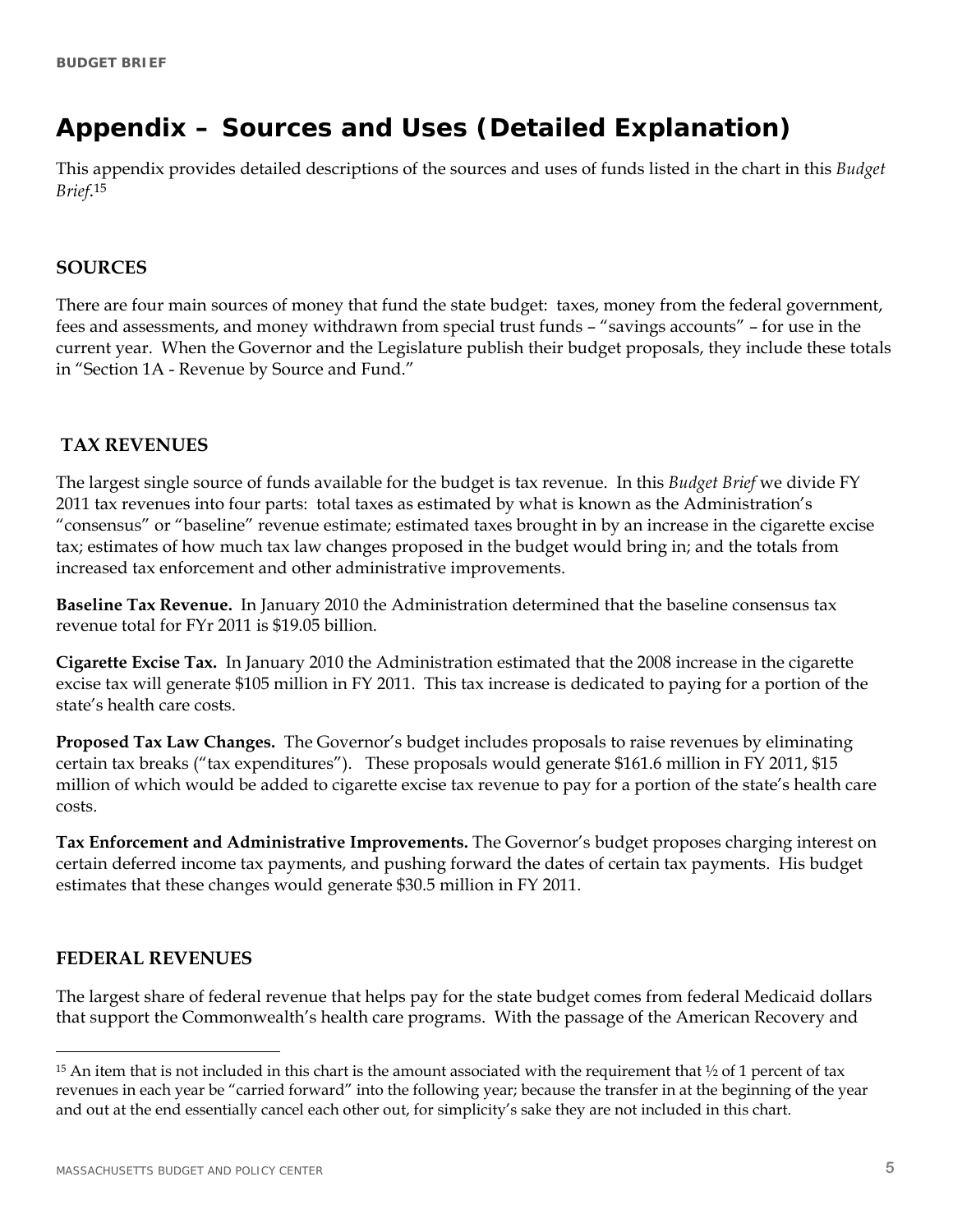# Appendix – Sources and Uses (Detailed Explanation)

This appendix provides detailed descriptions of the sources and uses of funds listed in the chart in this *Budget Brief*.[15]

## SOURCES

There are four main sources of money that fund the state budget: taxes, money from the federal government, fees and assessments, and money withdrawn from special trust funds – "savings accounts" – for use in the current year. When the Governor and the Legislature publish their budget proposals, they include these totals in "Section 1A - Revenue by Source and Fund."

## TAX REVENUES

The largest single source of funds available for the budget is tax revenue. In this *Budget Brief* we divide FY 2011 tax revenues into four parts: total taxes as estimated by what is known as the Administration's "consensus" or "baseline" revenue estimate; estimated taxes brought in by an increase in the cigarette excise tax; estimates of how much tax law changes proposed in the budget would bring in; and the totals from increased tax enforcement and other administrative improvements.

**Baseline Tax Revenue.** In January 2010 the Administration determined that the baseline consensus tax revenue total for FYr 2011 is $19.05 billion.

**Cigarette Excise Tax.** In January 2010 the Administration estimated that the 2008 increase in the cigarette excise tax will generate $105 million in FY 2011. This tax increase is dedicated to paying for a portion of the state's health care costs.

**Proposed Tax Law Changes.** The Governor's budget includes proposals to raise revenues by eliminating certain tax breaks ("tax expenditures"). These proposals would generate $161.6 million in FY 2011, $15 million of which would be added to cigarette excise tax revenue to pay for a portion of the state's health care costs.

**Tax Enforcement and Administrative Improvements.** The Governor's budget proposes charging interest on certain deferred income tax payments, and pushing forward the dates of certain tax payments. His budget estimates that these changes would generate $30.5 million in FY 2011.

## FEDERAL REVENUES

The largest share of federal revenue that helps pay for the state budget comes from federal Medicaid dollars that support the Commonwealth's health care programs. With the passage of the American Recovery and

---

[15] An item that is not included in this chart is the amount associated with the requirement that ½ of 1 percent of tax revenues in each year be "carried forward" into the following year; because the transfer in at the beginning of the year and out at the end essentially cancel each other out, for simplicity's sake they are not included in this chart.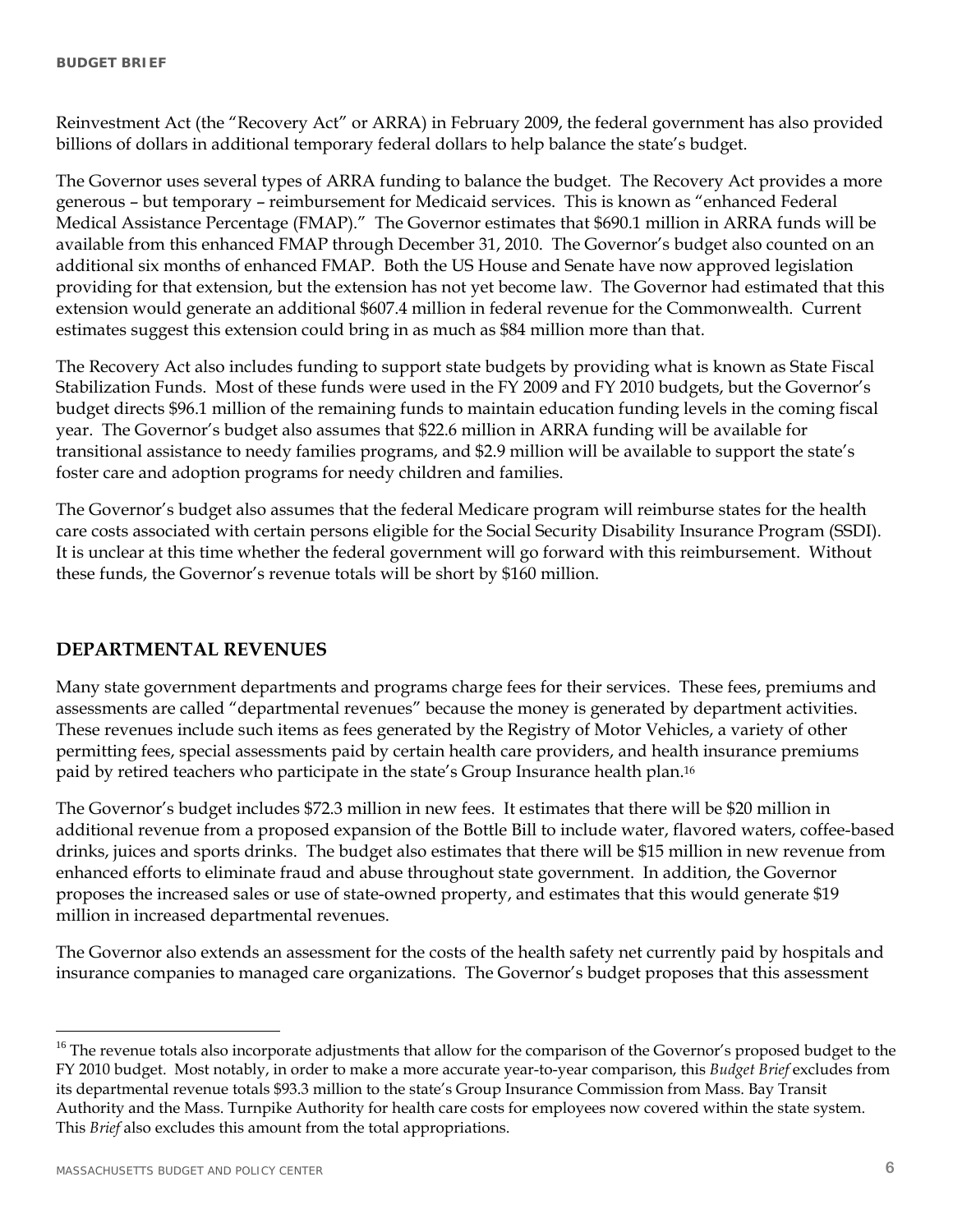Reinvestment Act (the "Recovery Act" or ARRA) in February 2009, the federal government has also provided billions of dollars in additional temporary federal dollars to help balance the state's budget.

The Governor uses several types of ARRA funding to balance the budget. The Recovery Act provides a more generous – but temporary – reimbursement for Medicaid services. This is known as "enhanced Federal Medical Assistance Percentage (FMAP)." The Governor estimates that $690.1 million in ARRA funds will be available from this enhanced FMAP through December 31, 2010. The Governor's budget also counted on an additional six months of enhanced FMAP. Both the US House and Senate have now approved legislation providing for that extension, but the extension has not yet become law. The Governor had estimated that this extension would generate an additional $607.4 million in federal revenue for the Commonwealth. Current estimates suggest this extension could bring in as much as $84 million more than that.

The Recovery Act also includes funding to support state budgets by providing what is known as State Fiscal Stabilization Funds. Most of these funds were used in the FY 2009 and FY 2010 budgets, but the Governor's budget directs $96.1 million of the remaining funds to maintain education funding levels in the coming fiscal year. The Governor's budget also assumes that $22.6 million in ARRA funding will be available for transitional assistance to needy families programs, and $2.9 million will be available to support the state's foster care and adoption programs for needy children and families.

The Governor's budget also assumes that the federal Medicare program will reimburse states for the health care costs associated with certain persons eligible for the Social Security Disability Insurance Program (SSDI). It is unclear at this time whether the federal government will go forward with this reimbursement. Without these funds, the Governor's revenue totals will be short by $160 million.

## DEPARTMENTAL REVENUES

Many state government departments and programs charge fees for their services. These fees, premiums and assessments are called "departmental revenues" because the money is generated by department activities. These revenues include such items as fees generated by the Registry of Motor Vehicles, a variety of other permitting fees, special assessments paid by certain health care providers, and health insurance premiums paid by retired teachers who participate in the state's Group Insurance health plan.[16]

The Governor's budget includes $72.3 million in new fees. It estimates that there will be $20 million in additional revenue from a proposed expansion of the Bottle Bill to include water, flavored waters, coffee-based drinks, juices and sports drinks. The budget also estimates that there will be $15 million in new revenue from enhanced efforts to eliminate fraud and abuse throughout state government. In addition, the Governor proposes the increased sales or use of state-owned property, and estimates that this would generate $19 million in increased departmental revenues.

The Governor also extends an assessment for the costs of the health safety net currently paid by hospitals and insurance companies to managed care organizations. The Governor's budget proposes that this assessment

[16] The revenue totals also incorporate adjustments that allow for the comparison of the Governor's proposed budget to the FY 2010 budget. Most notably, in order to make a more accurate year-to-year comparison, this *Budget Brief* excludes from its departmental revenue totals $93.3 million to the state's Group Insurance Commission from Mass. Bay Transit Authority and the Mass. Turnpike Authority for health care costs for employees now covered within the state system. This *Brief* also excludes this amount from the total appropriations.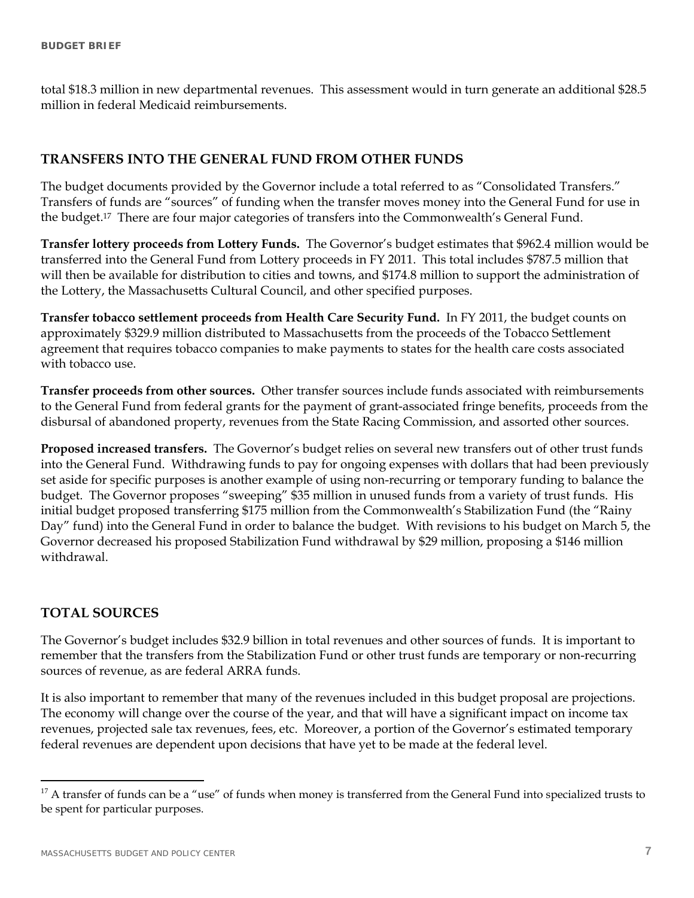total $18.3 million in new departmental revenues. This assessment would in turn generate an additional $28.5 million in federal Medicaid reimbursements.

## TRANSFERS INTO THE GENERAL FUND FROM OTHER FUNDS

The budget documents provided by the Governor include a total referred to as "Consolidated Transfers." Transfers of funds are "sources" of funding when the transfer moves money into the General Fund for use in the budget.[17] There are four major categories of transfers into the Commonwealth's General Fund.

**Transfer lottery proceeds from Lottery Funds.** The Governor's budget estimates that $962.4 million would be transferred into the General Fund from Lottery proceeds in FY 2011. This total includes $787.5 million that will then be available for distribution to cities and towns, and $174.8 million to support the administration of the Lottery, the Massachusetts Cultural Council, and other specified purposes.

**Transfer tobacco settlement proceeds from Health Care Security Fund.** In FY 2011, the budget counts on approximately $329.9 million distributed to Massachusetts from the proceeds of the Tobacco Settlement agreement that requires tobacco companies to make payments to states for the health care costs associated with tobacco use.

**Transfer proceeds from other sources.** Other transfer sources include funds associated with reimbursements to the General Fund from federal grants for the payment of grant-associated fringe benefits, proceeds from the disbursal of abandoned property, revenues from the State Racing Commission, and assorted other sources.

**Proposed increased transfers.** The Governor's budget relies on several new transfers out of other trust funds into the General Fund. Withdrawing funds to pay for ongoing expenses with dollars that had been previously set aside for specific purposes is another example of using non-recurring or temporary funding to balance the budget. The Governor proposes "sweeping" $35 million in unused funds from a variety of trust funds. His initial budget proposed transferring $175 million from the Commonwealth's Stabilization Fund (the "Rainy Day" fund) into the General Fund in order to balance the budget. With revisions to his budget on March 5, the Governor decreased his proposed Stabilization Fund withdrawal by $29 million, proposing a $146 million withdrawal.

## TOTAL SOURCES

The Governor's budget includes $32.9 billion in total revenues and other sources of funds. It is important to remember that the transfers from the Stabilization Fund or other trust funds are temporary or non-recurring sources of revenue, as are federal ARRA funds.

It is also important to remember that many of the revenues included in this budget proposal are projections. The economy will change over the course of the year, and that will have a significant impact on income tax revenues, projected sale tax revenues, fees, etc. Moreover, a portion of the Governor's estimated temporary federal revenues are dependent upon decisions that have yet to be made at the federal level.

---

[17] A transfer of funds can be a "use" of funds when money is transferred from the General Fund into specialized trusts to be spent for particular purposes.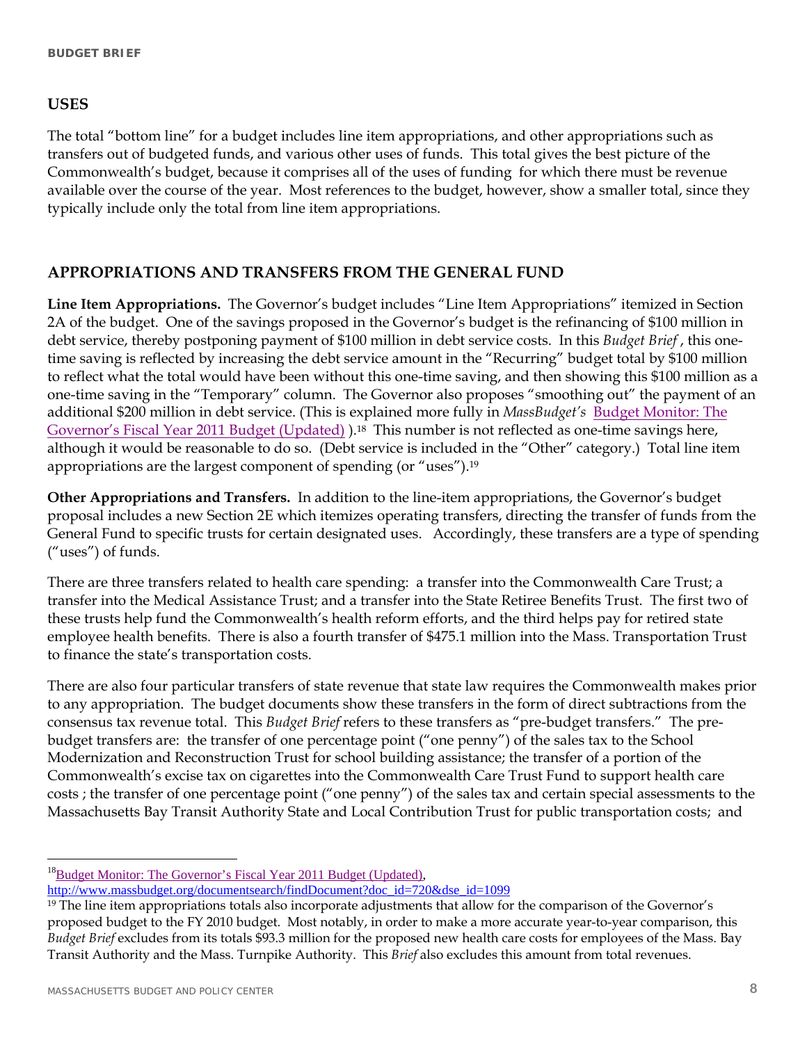## USES

The total "bottom line" for a budget includes line item appropriations, and other appropriations such as transfers out of budgeted funds, and various other uses of funds. This total gives the best picture of the Commonwealth's budget, because it comprises all of the uses of funding for which there must be revenue available over the course of the year. Most references to the budget, however, show a smaller total, since they typically include only the total from line item appropriations.

## APPROPRIATIONS AND TRANSFERS FROM THE GENERAL FUND

**Line Item Appropriations.** The Governor's budget includes "Line Item Appropriations" itemized in Section 2A of the budget. One of the savings proposed in the Governor's budget is the refinancing of $100 million in debt service, thereby postponing payment of $100 million in debt service costs. In this *Budget Brief* , this one-time saving is reflected by increasing the debt service amount in the "Recurring" budget total by $100 million to reflect what the total would have been without this one-time saving, and then showing this $100 million as a one-time saving in the "Temporary" column. The Governor also proposes "smoothing out" the payment of an additional $200 million in debt service. (This is explained more fully in *MassBudget's* Budget Monitor: The Governor's Fiscal Year 2011 Budget (Updated) ).[18] This number is not reflected as one-time savings here, although it would be reasonable to do so. (Debt service is included in the "Other" category.) Total line item appropriations are the largest component of spending (or "uses").[19]

**Other Appropriations and Transfers.** In addition to the line-item appropriations, the Governor's budget proposal includes a new Section 2E which itemizes operating transfers, directing the transfer of funds from the General Fund to specific trusts for certain designated uses. Accordingly, these transfers are a type of spending ("uses") of funds.

There are three transfers related to health care spending: a transfer into the Commonwealth Care Trust; a transfer into the Medical Assistance Trust; and a transfer into the State Retiree Benefits Trust. The first two of these trusts help fund the Commonwealth's health reform efforts, and the third helps pay for retired state employee health benefits. There is also a fourth transfer of $475.1 million into the Mass. Transportation Trust to finance the state's transportation costs.

There are also four particular transfers of state revenue that state law requires the Commonwealth makes prior to any appropriation. The budget documents show these transfers in the form of direct subtractions from the consensus tax revenue total. This *Budget Brief* refers to these transfers as "pre-budget transfers." The pre-budget transfers are: the transfer of one percentage point ("one penny") of the sales tax to the School Modernization and Reconstruction Trust for school building assistance; the transfer of a portion of the Commonwealth's excise tax on cigarettes into the Commonwealth Care Trust Fund to support health care costs ; the transfer of one percentage point ("one penny") of the sales tax and certain special assessments to the Massachusetts Bay Transit Authority State and Local Contribution Trust for public transportation costs; and

---

[18] Budget Monitor: The Governor's Fiscal Year 2011 Budget (Updated), http://www.massbudget.org/documentsearch/findDocument?doc_id=720&dse_id=1099

[19] The line item appropriations totals also incorporate adjustments that allow for the comparison of the Governor's proposed budget to the FY 2010 budget. Most notably, in order to make a more accurate year-to-year comparison, this *Budget Brief* excludes from its totals $93.3 million for the proposed new health care costs for employees of the Mass. Bay Transit Authority and the Mass. Turnpike Authority. This *Brief* also excludes this amount from total revenues.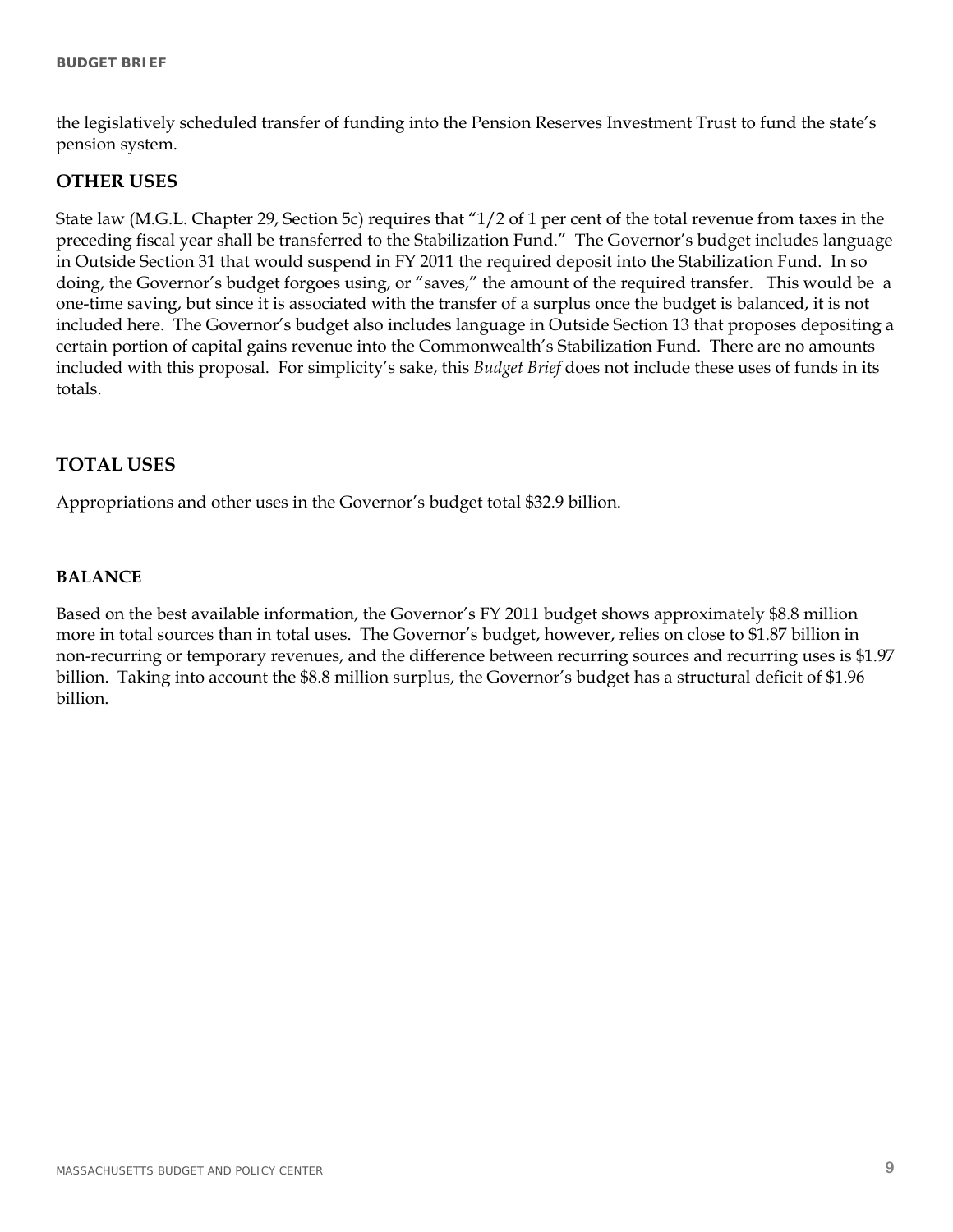the legislatively scheduled transfer of funding into the Pension Reserves Investment Trust to fund the state's pension system.

## OTHER USES

State law (M.G.L. Chapter 29, Section 5c) requires that "1/2 of 1 per cent of the total revenue from taxes in the preceding fiscal year shall be transferred to the Stabilization Fund." The Governor's budget includes language in Outside Section 31 that would suspend in FY 2011 the required deposit into the Stabilization Fund. In so doing, the Governor's budget forgoes using, or "saves," the amount of the required transfer. This would be a one-time saving, but since it is associated with the transfer of a surplus once the budget is balanced, it is not included here. The Governor's budget also includes language in Outside Section 13 that proposes depositing a certain portion of capital gains revenue into the Commonwealth's Stabilization Fund. There are no amounts included with this proposal. For simplicity's sake, this *Budget Brief* does not include these uses of funds in its totals.

## TOTAL USES

Appropriations and other uses in the Governor's budget total $32.9 billion.

### BALANCE

Based on the best available information, the Governor's FY 2011 budget shows approximately $8.8 million more in total sources than in total uses. The Governor's budget, however, relies on close to $1.87 billion in non-recurring or temporary revenues, and the difference between recurring sources and recurring uses is $1.97 billion. Taking into account the $8.8 million surplus, the Governor's budget has a structural deficit of $1.96 billion.